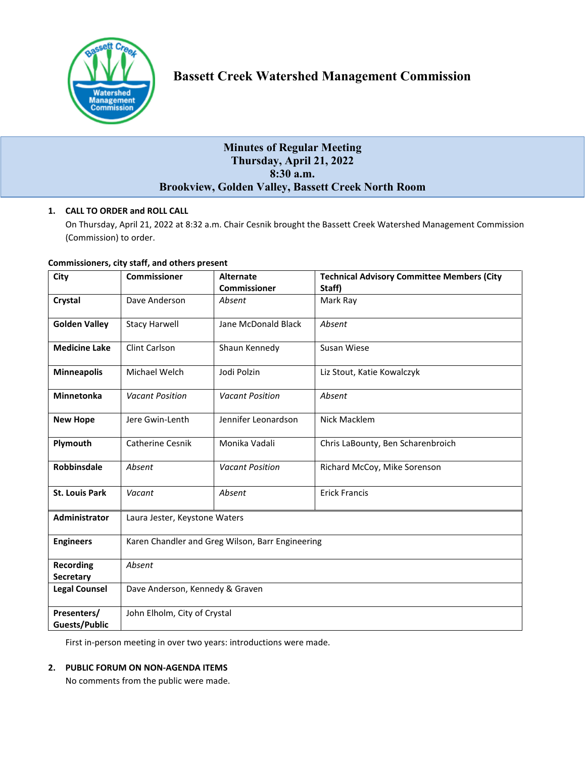# Bassett Creek Watershed Management Commission

## Minutes of Regular Meeting
## Thursday, April 21, 2022
## 8:30 a.m.
## Brookview, Golden Valley, Bassett Creek North Room

### 1. CALL TO ORDER and ROLL CALL

On Thursday, April 21, 2022 at 8:32 a.m. Chair Cesnik brought the Bassett Creek Watershed Management Commission (Commission) to order.

**Commissioners, city staff, and others present**

| City | Commissioner | Alternate Commissioner | Technical Advisory Committee Members (City Staff) |
|---|---|---|---|
| **Crystal** | Dave Anderson | *Absent* | Mark Ray |
| **Golden Valley** | Stacy Harwell | Jane McDonald Black | *Absent* |
| **Medicine Lake** | Clint Carlson | Shaun Kennedy | Susan Wiese |
| **Minneapolis** | Michael Welch | Jodi Polzin | Liz Stout, Katie Kowalczyk |
| **Minnetonka** | *Vacant Position* | *Vacant Position* | *Absent* |
| **New Hope** | Jere Gwin-Lenth | Jennifer Leonardson | Nick Macklem |
| **Plymouth** | Catherine Cesnik | Monika Vadali | Chris LaBounty, Ben Scharenbroich |
| **Robbinsdale** | *Absent* | *Vacant Position* | Richard McCoy, Mike Sorenson |
| **St. Louis Park** | *Vacant* | *Absent* | Erick Francis |
| **Administrator** | Laura Jester, Keystone Waters | | |
| **Engineers** | Karen Chandler and Greg Wilson, Barr Engineering | | |
| **Recording Secretary** | *Absent* | | |
| **Legal Counsel** | Dave Anderson, Kennedy & Graven | | |
| **Presenters/ Guests/Public** | John Elholm, City of Crystal | | |

First in-person meeting in over two years: introductions were made.

### 2. PUBLIC FORUM ON NON-AGENDA ITEMS

No comments from the public were made.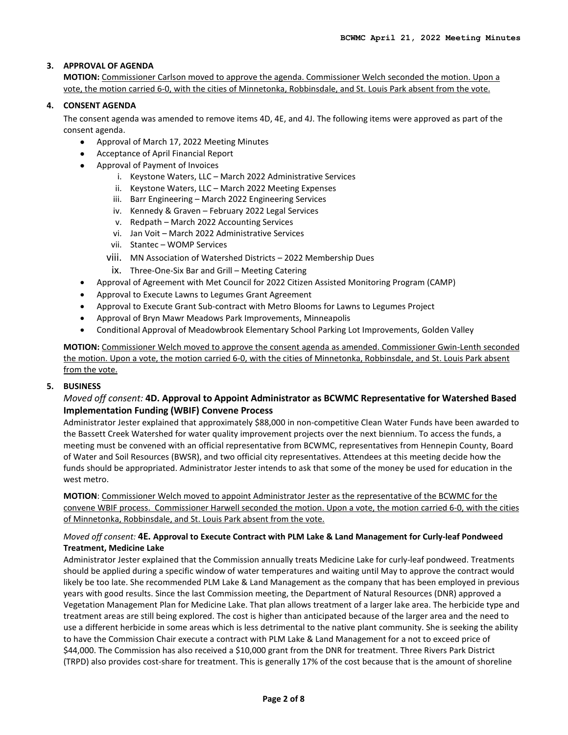## 3. APPROVAL OF AGENDA

**MOTION:** Commissioner Carlson moved to approve the agenda. Commissioner Welch seconded the motion. Upon a vote, the motion carried 6-0, with the cities of Minnetonka, Robbinsdale, and St. Louis Park absent from the vote.

## 4. CONSENT AGENDA

The consent agenda was amended to remove items 4D, 4E, and 4J. The following items were approved as part of the consent agenda.

- Approval of March 17, 2022 Meeting Minutes
- Acceptance of April Financial Report
- Approval of Payment of Invoices
    - i. Keystone Waters, LLC – March 2022 Administrative Services
    - ii. Keystone Waters, LLC – March 2022 Meeting Expenses
    - iii. Barr Engineering – March 2022 Engineering Services
    - iv. Kennedy & Graven – February 2022 Legal Services
    - v. Redpath – March 2022 Accounting Services
    - vi. Jan Voit – March 2022 Administrative Services
    - vii. Stantec – WOMP Services
    - viii. MN Association of Watershed Districts – 2022 Membership Dues
    - ix. Three-One-Six Bar and Grill – Meeting Catering
- Approval of Agreement with Met Council for 2022 Citizen Assisted Monitoring Program (CAMP)
- Approval to Execute Lawns to Legumes Grant Agreement
- Approval to Execute Grant Sub-contract with Metro Blooms for Lawns to Legumes Project
- Approval of Bryn Mawr Meadows Park Improvements, Minneapolis
- Conditional Approval of Meadowbrook Elementary School Parking Lot Improvements, Golden Valley

**MOTION:** Commissioner Welch moved to approve the consent agenda as amended. Commissioner Gwin-Lenth seconded the motion. Upon a vote, the motion carried 6-0, with the cities of Minnetonka, Robbinsdale, and St. Louis Park absent from the vote.

## 5. BUSINESS

### *Moved off consent:* 4D. Approval to Appoint Administrator as BCWMC Representative for Watershed Based Implementation Funding (WBIF) Convene Process

Administrator Jester explained that approximately $88,000 in non-competitive Clean Water Funds have been awarded to the Bassett Creek Watershed for water quality improvement projects over the next biennium. To access the funds, a meeting must be convened with an official representative from BCWMC, representatives from Hennepin County, Board of Water and Soil Resources (BWSR), and two official city representatives. Attendees at this meeting decide how the funds should be appropriated. Administrator Jester intends to ask that some of the money be used for education in the west metro.

**MOTION**: Commissioner Welch moved to appoint Administrator Jester as the representative of the BCWMC for the convene WBIF process. Commissioner Harwell seconded the motion. Upon a vote, the motion carried 6-0, with the cities of Minnetonka, Robbinsdale, and St. Louis Park absent from the vote.

### *Moved off consent:* 4E. Approval to Execute Contract with PLM Lake & Land Management for Curly-leaf Pondweed Treatment, Medicine Lake

Administrator Jester explained that the Commission annually treats Medicine Lake for curly-leaf pondweed. Treatments should be applied during a specific window of water temperatures and waiting until May to approve the contract would likely be too late. She recommended PLM Lake & Land Management as the company that has been employed in previous years with good results. Since the last Commission meeting, the Department of Natural Resources (DNR) approved a Vegetation Management Plan for Medicine Lake. That plan allows treatment of a larger lake area. The herbicide type and treatment areas are still being explored. The cost is higher than anticipated because of the larger area and the need to use a different herbicide in some areas which is less detrimental to the native plant community. She is seeking the ability to have the Commission Chair execute a contract with PLM Lake & Land Management for a not to exceed price of $44,000. The Commission has also received a $10,000 grant from the DNR for treatment. Three Rivers Park District (TRPD) also provides cost-share for treatment. This is generally 17% of the cost because that is the amount of shoreline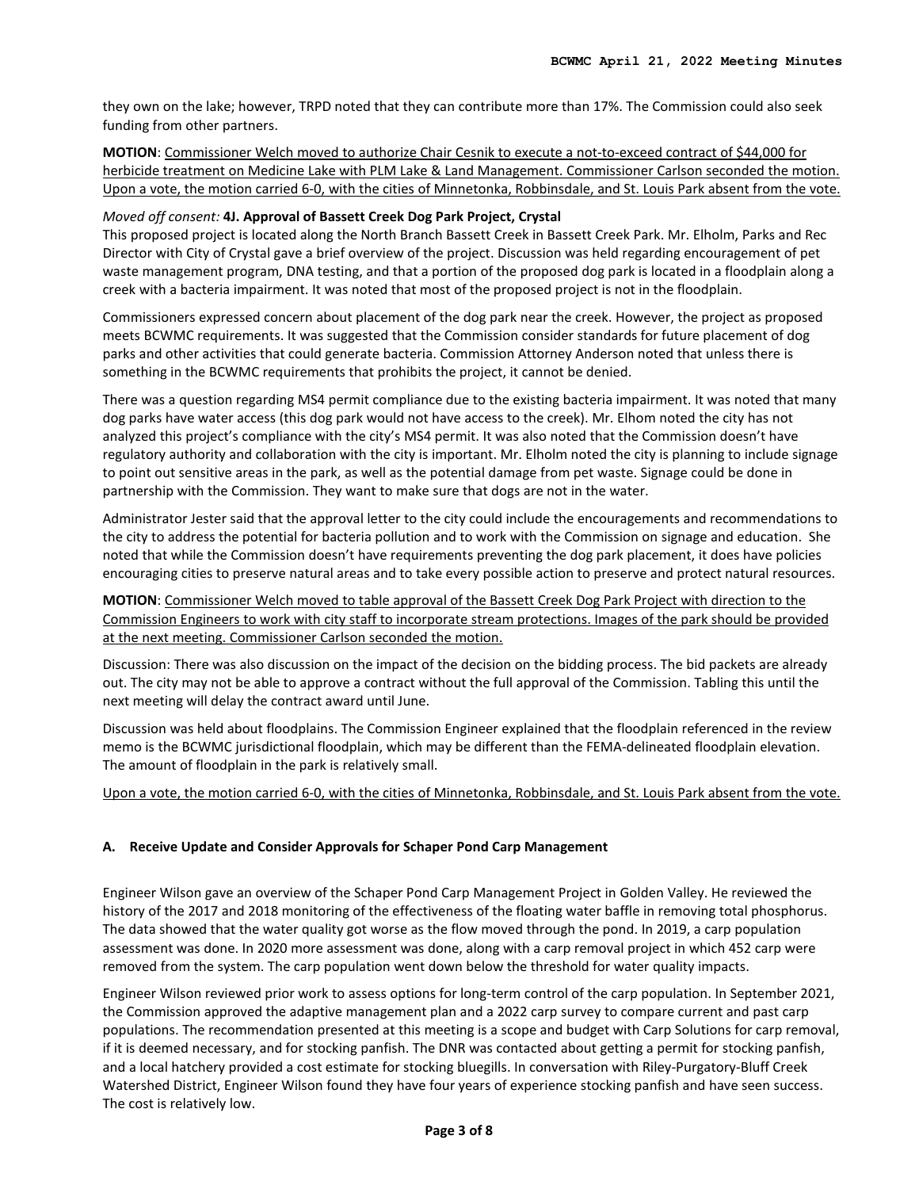they own on the lake; however, TRPD noted that they can contribute more than 17%. The Commission could also seek funding from other partners.

**MOTION**: Commissioner Welch moved to authorize Chair Cesnik to execute a not-to-exceed contract of $44,000 for herbicide treatment on Medicine Lake with PLM Lake & Land Management. Commissioner Carlson seconded the motion. Upon a vote, the motion carried 6-0, with the cities of Minnetonka, Robbinsdale, and St. Louis Park absent from the vote.

*Moved off consent:* **4J. Approval of Bassett Creek Dog Park Project, Crystal**

This proposed project is located along the North Branch Bassett Creek in Bassett Creek Park. Mr. Elholm, Parks and Rec Director with City of Crystal gave a brief overview of the project. Discussion was held regarding encouragement of pet waste management program, DNA testing, and that a portion of the proposed dog park is located in a floodplain along a creek with a bacteria impairment. It was noted that most of the proposed project is not in the floodplain.

Commissioners expressed concern about placement of the dog park near the creek. However, the project as proposed meets BCWMC requirements. It was suggested that the Commission consider standards for future placement of dog parks and other activities that could generate bacteria. Commission Attorney Anderson noted that unless there is something in the BCWMC requirements that prohibits the project, it cannot be denied.

There was a question regarding MS4 permit compliance due to the existing bacteria impairment. It was noted that many dog parks have water access (this dog park would not have access to the creek). Mr. Elhom noted the city has not analyzed this project's compliance with the city's MS4 permit. It was also noted that the Commission doesn't have regulatory authority and collaboration with the city is important. Mr. Elholm noted the city is planning to include signage to point out sensitive areas in the park, as well as the potential damage from pet waste. Signage could be done in partnership with the Commission. They want to make sure that dogs are not in the water.

Administrator Jester said that the approval letter to the city could include the encouragements and recommendations to the city to address the potential for bacteria pollution and to work with the Commission on signage and education. She noted that while the Commission doesn't have requirements preventing the dog park placement, it does have policies encouraging cities to preserve natural areas and to take every possible action to preserve and protect natural resources.

**MOTION**: Commissioner Welch moved to table approval of the Bassett Creek Dog Park Project with direction to the Commission Engineers to work with city staff to incorporate stream protections. Images of the park should be provided at the next meeting. Commissioner Carlson seconded the motion.

Discussion: There was also discussion on the impact of the decision on the bidding process. The bid packets are already out. The city may not be able to approve a contract without the full approval of the Commission. Tabling this until the next meeting will delay the contract award until June.

Discussion was held about floodplains. The Commission Engineer explained that the floodplain referenced in the review memo is the BCWMC jurisdictional floodplain, which may be different than the FEMA-delineated floodplain elevation. The amount of floodplain in the park is relatively small.

Upon a vote, the motion carried 6-0, with the cities of Minnetonka, Robbinsdale, and St. Louis Park absent from the vote.

#### A. Receive Update and Consider Approvals for Schaper Pond Carp Management

Engineer Wilson gave an overview of the Schaper Pond Carp Management Project in Golden Valley. He reviewed the history of the 2017 and 2018 monitoring of the effectiveness of the floating water baffle in removing total phosphorus. The data showed that the water quality got worse as the flow moved through the pond. In 2019, a carp population assessment was done. In 2020 more assessment was done, along with a carp removal project in which 452 carp were removed from the system. The carp population went down below the threshold for water quality impacts.

Engineer Wilson reviewed prior work to assess options for long-term control of the carp population. In September 2021, the Commission approved the adaptive management plan and a 2022 carp survey to compare current and past carp populations. The recommendation presented at this meeting is a scope and budget with Carp Solutions for carp removal, if it is deemed necessary, and for stocking panfish. The DNR was contacted about getting a permit for stocking panfish, and a local hatchery provided a cost estimate for stocking bluegills. In conversation with Riley-Purgatory-Bluff Creek Watershed District, Engineer Wilson found they have four years of experience stocking panfish and have seen success. The cost is relatively low.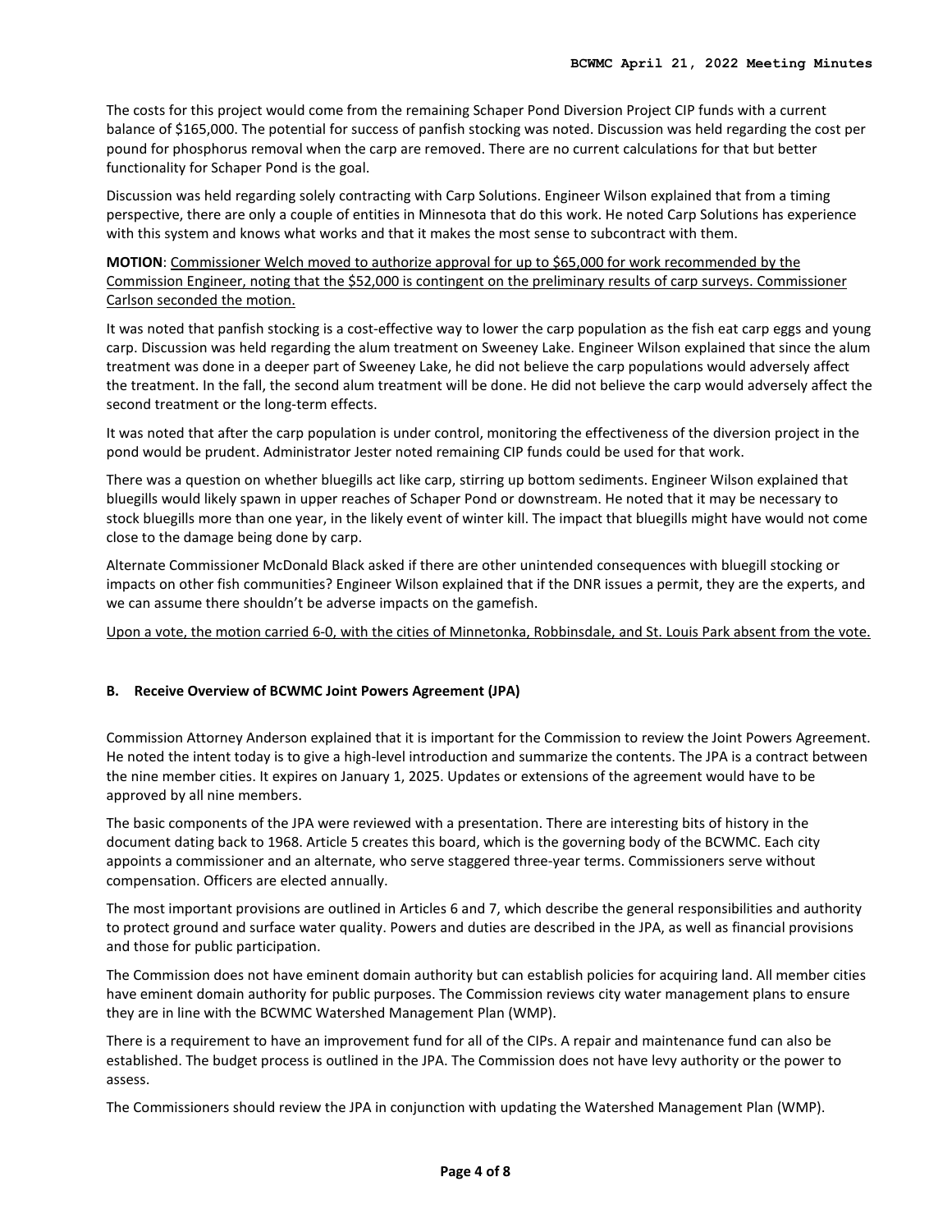The costs for this project would come from the remaining Schaper Pond Diversion Project CIP funds with a current balance of $165,000. The potential for success of panfish stocking was noted. Discussion was held regarding the cost per pound for phosphorus removal when the carp are removed. There are no current calculations for that but better functionality for Schaper Pond is the goal.

Discussion was held regarding solely contracting with Carp Solutions. Engineer Wilson explained that from a timing perspective, there are only a couple of entities in Minnesota that do this work. He noted Carp Solutions has experience with this system and knows what works and that it makes the most sense to subcontract with them.

**MOTION**: Commissioner Welch moved to authorize approval for up to $65,000 for work recommended by the Commission Engineer, noting that the $52,000 is contingent on the preliminary results of carp surveys. Commissioner Carlson seconded the motion.

It was noted that panfish stocking is a cost-effective way to lower the carp population as the fish eat carp eggs and young carp. Discussion was held regarding the alum treatment on Sweeney Lake. Engineer Wilson explained that since the alum treatment was done in a deeper part of Sweeney Lake, he did not believe the carp populations would adversely affect the treatment. In the fall, the second alum treatment will be done. He did not believe the carp would adversely affect the second treatment or the long-term effects.

It was noted that after the carp population is under control, monitoring the effectiveness of the diversion project in the pond would be prudent. Administrator Jester noted remaining CIP funds could be used for that work.

There was a question on whether bluegills act like carp, stirring up bottom sediments. Engineer Wilson explained that bluegills would likely spawn in upper reaches of Schaper Pond or downstream. He noted that it may be necessary to stock bluegills more than one year, in the likely event of winter kill. The impact that bluegills might have would not come close to the damage being done by carp.

Alternate Commissioner McDonald Black asked if there are other unintended consequences with bluegill stocking or impacts on other fish communities? Engineer Wilson explained that if the DNR issues a permit, they are the experts, and we can assume there shouldn't be adverse impacts on the gamefish.

Upon a vote, the motion carried 6-0, with the cities of Minnetonka, Robbinsdale, and St. Louis Park absent from the vote.

### B. Receive Overview of BCWMC Joint Powers Agreement (JPA)

Commission Attorney Anderson explained that it is important for the Commission to review the Joint Powers Agreement. He noted the intent today is to give a high-level introduction and summarize the contents. The JPA is a contract between the nine member cities. It expires on January 1, 2025. Updates or extensions of the agreement would have to be approved by all nine members.

The basic components of the JPA were reviewed with a presentation. There are interesting bits of history in the document dating back to 1968. Article 5 creates this board, which is the governing body of the BCWMC. Each city appoints a commissioner and an alternate, who serve staggered three-year terms. Commissioners serve without compensation. Officers are elected annually.

The most important provisions are outlined in Articles 6 and 7, which describe the general responsibilities and authority to protect ground and surface water quality. Powers and duties are described in the JPA, as well as financial provisions and those for public participation.

The Commission does not have eminent domain authority but can establish policies for acquiring land. All member cities have eminent domain authority for public purposes. The Commission reviews city water management plans to ensure they are in line with the BCWMC Watershed Management Plan (WMP).

There is a requirement to have an improvement fund for all of the CIPs. A repair and maintenance fund can also be established. The budget process is outlined in the JPA. The Commission does not have levy authority or the power to assess.

The Commissioners should review the JPA in conjunction with updating the Watershed Management Plan (WMP).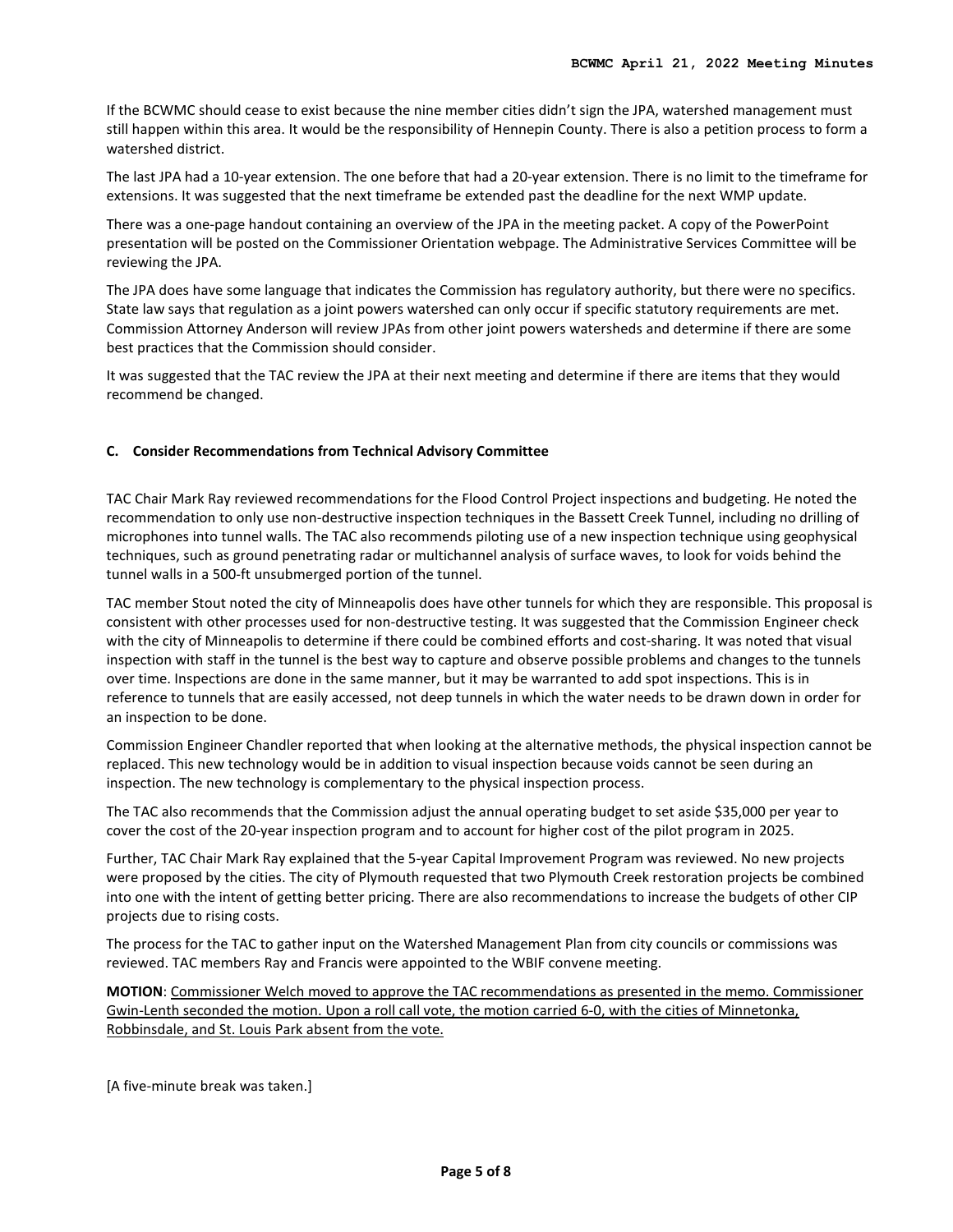If the BCWMC should cease to exist because the nine member cities didn't sign the JPA, watershed management must still happen within this area. It would be the responsibility of Hennepin County. There is also a petition process to form a watershed district.

The last JPA had a 10-year extension. The one before that had a 20-year extension. There is no limit to the timeframe for extensions. It was suggested that the next timeframe be extended past the deadline for the next WMP update.

There was a one-page handout containing an overview of the JPA in the meeting packet. A copy of the PowerPoint presentation will be posted on the Commissioner Orientation webpage. The Administrative Services Committee will be reviewing the JPA.

The JPA does have some language that indicates the Commission has regulatory authority, but there were no specifics. State law says that regulation as a joint powers watershed can only occur if specific statutory requirements are met. Commission Attorney Anderson will review JPAs from other joint powers watersheds and determine if there are some best practices that the Commission should consider.

It was suggested that the TAC review the JPA at their next meeting and determine if there are items that they would recommend be changed.

### C. Consider Recommendations from Technical Advisory Committee

TAC Chair Mark Ray reviewed recommendations for the Flood Control Project inspections and budgeting. He noted the recommendation to only use non-destructive inspection techniques in the Bassett Creek Tunnel, including no drilling of microphones into tunnel walls. The TAC also recommends piloting use of a new inspection technique using geophysical techniques, such as ground penetrating radar or multichannel analysis of surface waves, to look for voids behind the tunnel walls in a 500-ft unsubmerged portion of the tunnel.

TAC member Stout noted the city of Minneapolis does have other tunnels for which they are responsible. This proposal is consistent with other processes used for non-destructive testing. It was suggested that the Commission Engineer check with the city of Minneapolis to determine if there could be combined efforts and cost-sharing. It was noted that visual inspection with staff in the tunnel is the best way to capture and observe possible problems and changes to the tunnels over time. Inspections are done in the same manner, but it may be warranted to add spot inspections. This is in reference to tunnels that are easily accessed, not deep tunnels in which the water needs to be drawn down in order for an inspection to be done.

Commission Engineer Chandler reported that when looking at the alternative methods, the physical inspection cannot be replaced. This new technology would be in addition to visual inspection because voids cannot be seen during an inspection. The new technology is complementary to the physical inspection process.

The TAC also recommends that the Commission adjust the annual operating budget to set aside $35,000 per year to cover the cost of the 20-year inspection program and to account for higher cost of the pilot program in 2025.

Further, TAC Chair Mark Ray explained that the 5-year Capital Improvement Program was reviewed. No new projects were proposed by the cities. The city of Plymouth requested that two Plymouth Creek restoration projects be combined into one with the intent of getting better pricing. There are also recommendations to increase the budgets of other CIP projects due to rising costs.

The process for the TAC to gather input on the Watershed Management Plan from city councils or commissions was reviewed. TAC members Ray and Francis were appointed to the WBIF convene meeting.

**MOTION**: <u>Commissioner Welch moved to approve the TAC recommendations as presented in the memo. Commissioner Gwin-Lenth seconded the motion. Upon a roll call vote, the motion carried 6-0, with the cities of Minnetonka, Robbinsdale, and St. Louis Park absent from the vote.</u>

[A five-minute break was taken.]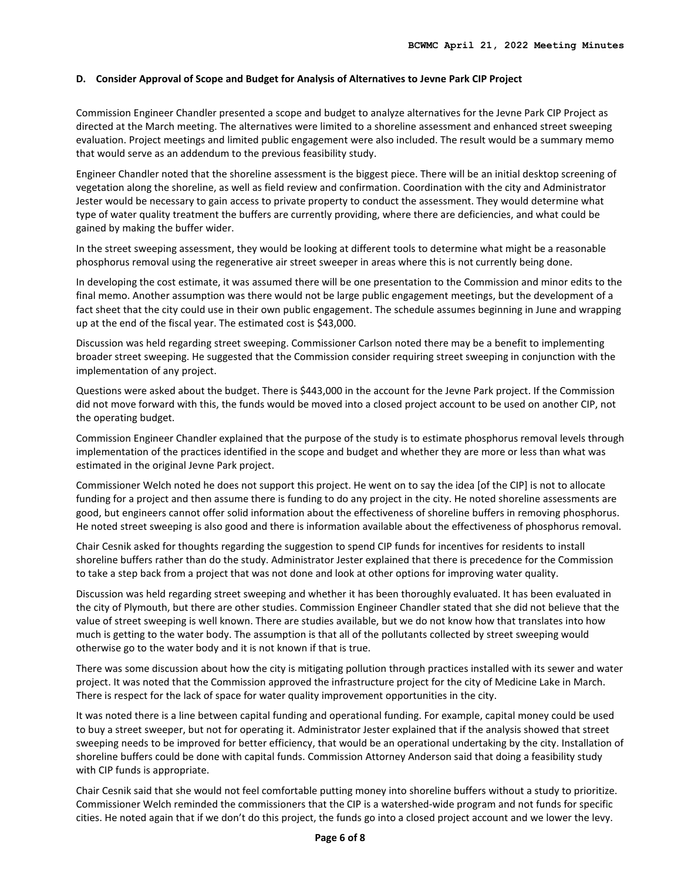**D. Consider Approval of Scope and Budget for Analysis of Alternatives to Jevne Park CIP Project**

Commission Engineer Chandler presented a scope and budget to analyze alternatives for the Jevne Park CIP Project as directed at the March meeting. The alternatives were limited to a shoreline assessment and enhanced street sweeping evaluation. Project meetings and limited public engagement were also included. The result would be a summary memo that would serve as an addendum to the previous feasibility study.

Engineer Chandler noted that the shoreline assessment is the biggest piece. There will be an initial desktop screening of vegetation along the shoreline, as well as field review and confirmation. Coordination with the city and Administrator Jester would be necessary to gain access to private property to conduct the assessment. They would determine what type of water quality treatment the buffers are currently providing, where there are deficiencies, and what could be gained by making the buffer wider.

In the street sweeping assessment, they would be looking at different tools to determine what might be a reasonable phosphorus removal using the regenerative air street sweeper in areas where this is not currently being done.

In developing the cost estimate, it was assumed there will be one presentation to the Commission and minor edits to the final memo. Another assumption was there would not be large public engagement meetings, but the development of a fact sheet that the city could use in their own public engagement. The schedule assumes beginning in June and wrapping up at the end of the fiscal year. The estimated cost is $43,000.

Discussion was held regarding street sweeping. Commissioner Carlson noted there may be a benefit to implementing broader street sweeping. He suggested that the Commission consider requiring street sweeping in conjunction with the implementation of any project.

Questions were asked about the budget. There is $443,000 in the account for the Jevne Park project. If the Commission did not move forward with this, the funds would be moved into a closed project account to be used on another CIP, not the operating budget.

Commission Engineer Chandler explained that the purpose of the study is to estimate phosphorus removal levels through implementation of the practices identified in the scope and budget and whether they are more or less than what was estimated in the original Jevne Park project.

Commissioner Welch noted he does not support this project. He went on to say the idea [of the CIP] is not to allocate funding for a project and then assume there is funding to do any project in the city. He noted shoreline assessments are good, but engineers cannot offer solid information about the effectiveness of shoreline buffers in removing phosphorus. He noted street sweeping is also good and there is information available about the effectiveness of phosphorus removal.

Chair Cesnik asked for thoughts regarding the suggestion to spend CIP funds for incentives for residents to install shoreline buffers rather than do the study. Administrator Jester explained that there is precedence for the Commission to take a step back from a project that was not done and look at other options for improving water quality.

Discussion was held regarding street sweeping and whether it has been thoroughly evaluated. It has been evaluated in the city of Plymouth, but there are other studies. Commission Engineer Chandler stated that she did not believe that the value of street sweeping is well known. There are studies available, but we do not know how that translates into how much is getting to the water body. The assumption is that all of the pollutants collected by street sweeping would otherwise go to the water body and it is not known if that is true.

There was some discussion about how the city is mitigating pollution through practices installed with its sewer and water project. It was noted that the Commission approved the infrastructure project for the city of Medicine Lake in March. There is respect for the lack of space for water quality improvement opportunities in the city.

It was noted there is a line between capital funding and operational funding. For example, capital money could be used to buy a street sweeper, but not for operating it. Administrator Jester explained that if the analysis showed that street sweeping needs to be improved for better efficiency, that would be an operational undertaking by the city. Installation of shoreline buffers could be done with capital funds. Commission Attorney Anderson said that doing a feasibility study with CIP funds is appropriate.

Chair Cesnik said that she would not feel comfortable putting money into shoreline buffers without a study to prioritize. Commissioner Welch reminded the commissioners that the CIP is a watershed-wide program and not funds for specific cities. He noted again that if we don't do this project, the funds go into a closed project account and we lower the levy.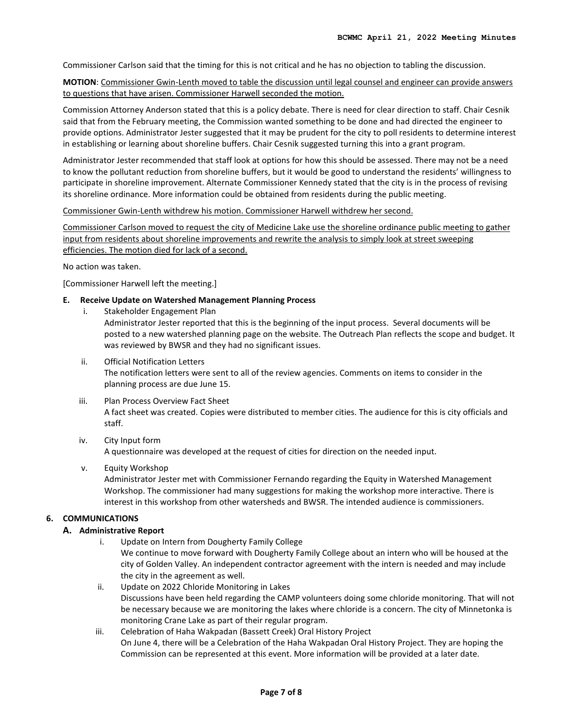Commissioner Carlson said that the timing for this is not critical and he has no objection to tabling the discussion.

**MOTION**: <u>Commissioner Gwin-Lenth moved to table the discussion until legal counsel and engineer can provide answers to questions that have arisen. Commissioner Harwell seconded the motion.</u>

Commission Attorney Anderson stated that this is a policy debate. There is need for clear direction to staff. Chair Cesnik said that from the February meeting, the Commission wanted something to be done and had directed the engineer to provide options. Administrator Jester suggested that it may be prudent for the city to poll residents to determine interest in establishing or learning about shoreline buffers. Chair Cesnik suggested turning this into a grant program.

Administrator Jester recommended that staff look at options for how this should be assessed. There may not be a need to know the pollutant reduction from shoreline buffers, but it would be good to understand the residents' willingness to participate in shoreline improvement. Alternate Commissioner Kennedy stated that the city is in the process of revising its shoreline ordinance. More information could be obtained from residents during the public meeting.

<u>Commissioner Gwin-Lenth withdrew his motion. Commissioner Harwell withdrew her second.</u>

<u>Commissioner Carlson moved to request the city of Medicine Lake use the shoreline ordinance public meeting to gather input from residents about shoreline improvements and rewrite the analysis to simply look at street sweeping efficiencies. The motion died for lack of a second.</u>

No action was taken.

[Commissioner Harwell left the meeting.]

**E. Receive Update on Watershed Management Planning Process**

i. Stakeholder Engagement Plan
Administrator Jester reported that this is the beginning of the input process. Several documents will be posted to a new watershed planning page on the website. The Outreach Plan reflects the scope and budget. It was reviewed by BWSR and they had no significant issues.

ii. Official Notification Letters
The notification letters were sent to all of the review agencies. Comments on items to consider in the planning process are due June 15.

iii. Plan Process Overview Fact Sheet
A fact sheet was created. Copies were distributed to member cities. The audience for this is city officials and staff.

iv. City Input form
A questionnaire was developed at the request of cities for direction on the needed input.

v. Equity Workshop
Administrator Jester met with Commissioner Fernando regarding the Equity in Watershed Management Workshop. The commissioner had many suggestions for making the workshop more interactive. There is interest in this workshop from other watersheds and BWSR. The intended audience is commissioners.

**6. COMMUNICATIONS**

**A. Administrative Report**

i. Update on Intern from Dougherty Family College
We continue to move forward with Dougherty Family College about an intern who will be housed at the city of Golden Valley. An independent contractor agreement with the intern is needed and may include the city in the agreement as well.

ii. Update on 2022 Chloride Monitoring in Lakes
Discussions have been held regarding the CAMP volunteers doing some chloride monitoring. That will not be necessary because we are monitoring the lakes where chloride is a concern. The city of Minnetonka is monitoring Crane Lake as part of their regular program.

iii. Celebration of Haha Wakpadan (Bassett Creek) Oral History Project
On June 4, there will be a Celebration of the Haha Wakpadan Oral History Project. They are hoping the Commission can be represented at this event. More information will be provided at a later date.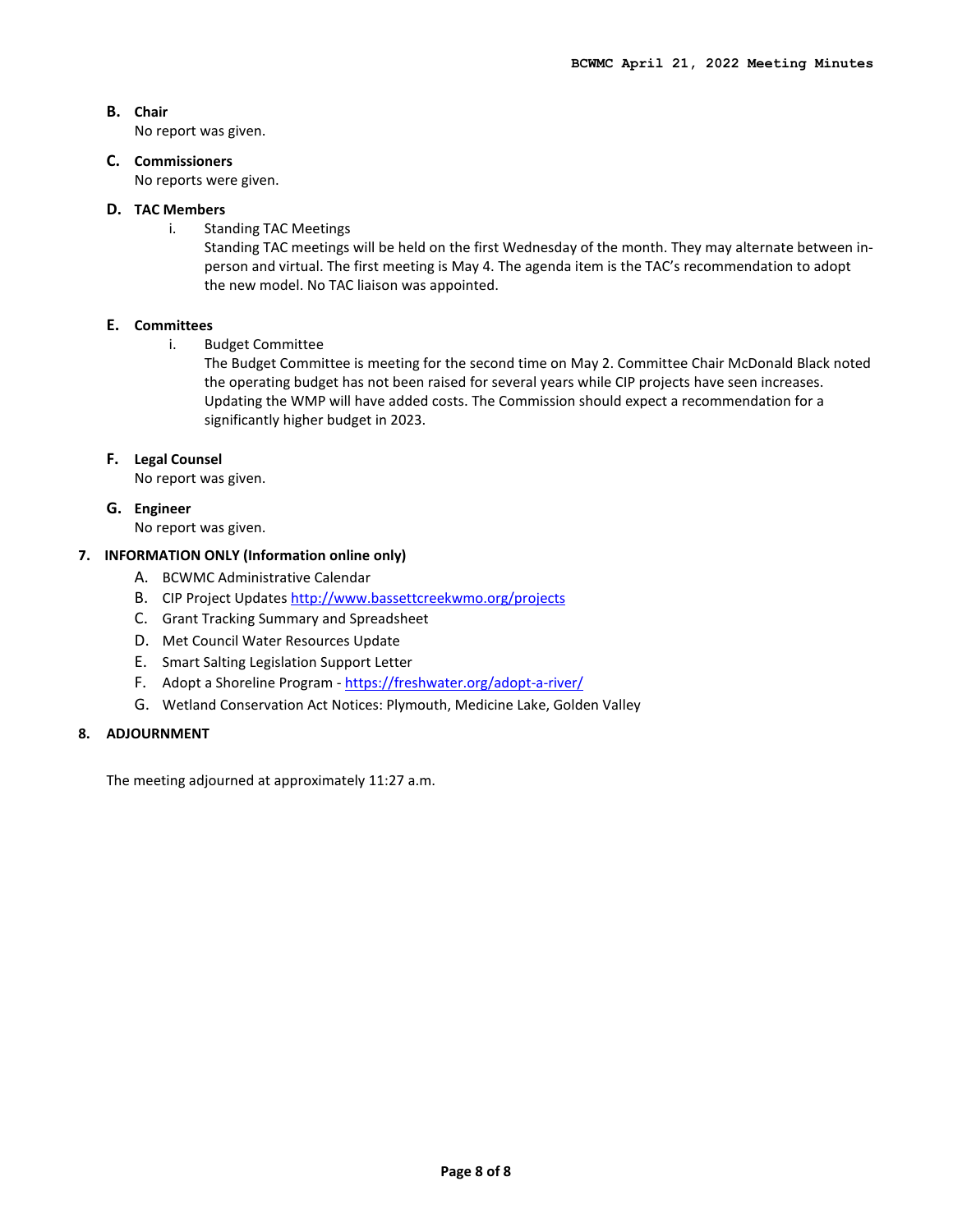**B. Chair**
No report was given.

**C. Commissioners**
No reports were given.

**D. TAC Members**

i. Standing TAC Meetings
Standing TAC meetings will be held on the first Wednesday of the month. They may alternate between in-person and virtual. The first meeting is May 4. The agenda item is the TAC's recommendation to adopt the new model. No TAC liaison was appointed.

**E. Committees**

i. Budget Committee
The Budget Committee is meeting for the second time on May 2. Committee Chair McDonald Black noted the operating budget has not been raised for several years while CIP projects have seen increases. Updating the WMP will have added costs. The Commission should expect a recommendation for a significantly higher budget in 2023.

**F. Legal Counsel**
No report was given.

**G. Engineer**
No report was given.

**7. INFORMATION ONLY (Information online only)**

A. BCWMC Administrative Calendar
B. CIP Project Updates http://www.bassettcreekwmo.org/projects
C. Grant Tracking Summary and Spreadsheet
D. Met Council Water Resources Update
E. Smart Salting Legislation Support Letter
F. Adopt a Shoreline Program - https://freshwater.org/adopt-a-river/
G. Wetland Conservation Act Notices: Plymouth, Medicine Lake, Golden Valley

**8. ADJOURNMENT**

The meeting adjourned at approximately 11:27 a.m.